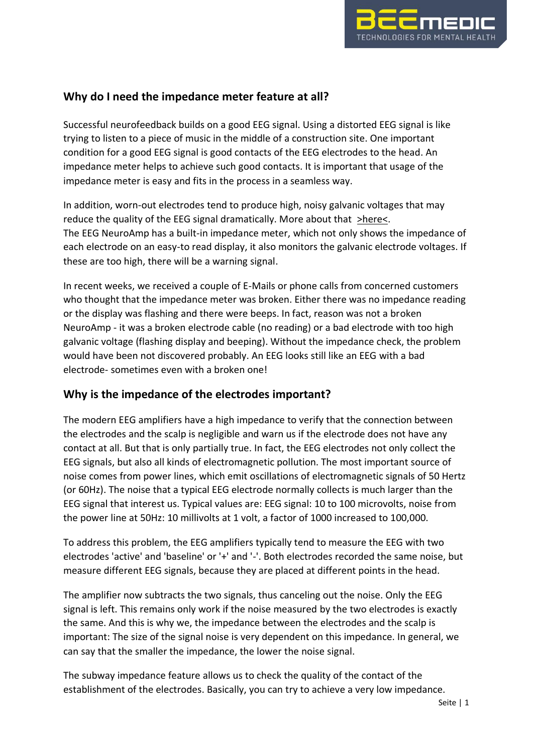## Why do I need the impedance meter feature at all?

Successful neurofeedback builds on a good EEG signal. Using a distorted EEG signal is like trying to listen to a piece of music in the middle of a construction site. One important condition for a good EEG signal is good contacts of the EEG electrodes to the head. An impedance meter helps to achieve such good contacts. It is important that usage of the impedance meter is easy and fits in the process in a seamless way.

In addition, worn-out electrodes tend to produce high, noisy galvanic voltages that may reduce the quality of the EEG signal dramatically. More about that >here<.
The EEG NeuroAmp has a built-in impedance meter, which not only shows the impedance of each electrode on an easy-to read display, it also monitors the galvanic electrode voltages. If these are too high, there will be a warning signal.

In recent weeks, we received a couple of E-Mails or phone calls from concerned customers who thought that the impedance meter was broken. Either there was no impedance reading or the display was flashing and there were beeps. In fact, reason was not a broken NeuroAmp - it was a broken electrode cable (no reading) or a bad electrode with too high galvanic voltage (flashing display and beeping). Without the impedance check, the problem would have been not discovered probably. An EEG looks still like an EEG with a bad electrode- sometimes even with a broken one!

## Why is the impedance of the electrodes important?

The modern EEG amplifiers have a high impedance to verify that the connection between the electrodes and the scalp is negligible and warn us if the electrode does not have any contact at all. But that is only partially true. In fact, the EEG electrodes not only collect the EEG signals, but also all kinds of electromagnetic pollution. The most important source of noise comes from power lines, which emit oscillations of electromagnetic signals of 50 Hertz (or 60Hz). The noise that a typical EEG electrode normally collects is much larger than the EEG signal that interest us. Typical values are: EEG signal: 10 to 100 microvolts, noise from the power line at 50Hz: 10 millivolts at 1 volt, a factor of 1000 increased to 100,000.

To address this problem, the EEG amplifiers typically tend to measure the EEG with two electrodes 'active' and 'baseline' or '+' and '-'. Both electrodes recorded the same noise, but measure different EEG signals, because they are placed at different points in the head.

The amplifier now subtracts the two signals, thus canceling out the noise. Only the EEG signal is left. This remains only work if the noise measured by the two electrodes is exactly the same. And this is why we, the impedance between the electrodes and the scalp is important: The size of the signal noise is very dependent on this impedance. In general, we can say that the smaller the impedance, the lower the noise signal.

The subway impedance feature allows us to check the quality of the contact of the establishment of the electrodes. Basically, you can try to achieve a very low impedance.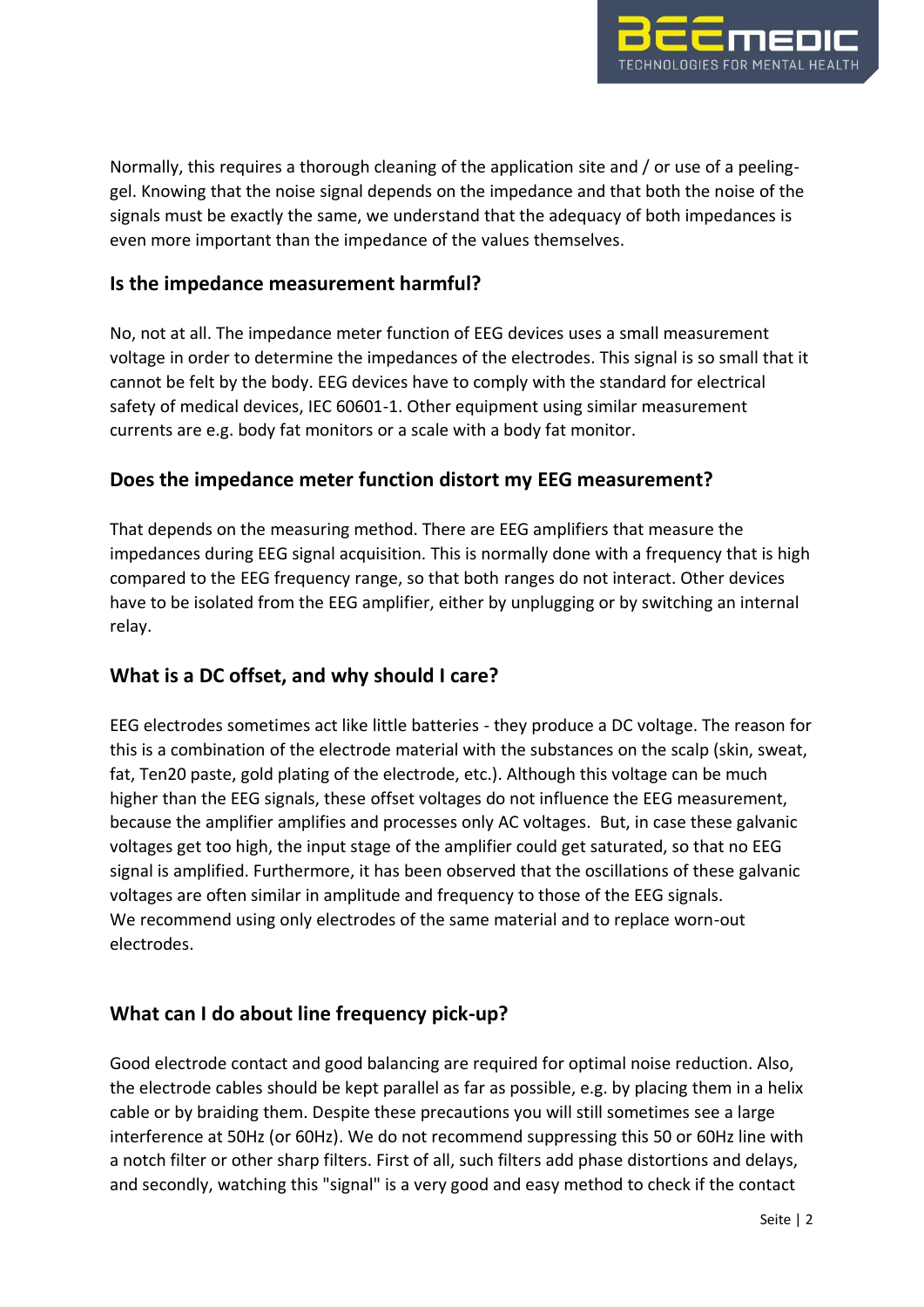Normally, this requires a thorough cleaning of the application site and / or use of a peeling-gel. Knowing that the noise signal depends on the impedance and that both the noise of the signals must be exactly the same, we understand that the adequacy of both impedances is even more important than the impedance of the values themselves.

### Is the impedance measurement harmful?

No, not at all. The impedance meter function of EEG devices uses a small measurement voltage in order to determine the impedances of the electrodes. This signal is so small that it cannot be felt by the body. EEG devices have to comply with the standard for electrical safety of medical devices, IEC 60601-1. Other equipment using similar measurement currents are e.g. body fat monitors or a scale with a body fat monitor.

### Does the impedance meter function distort my EEG measurement?

That depends on the measuring method. There are EEG amplifiers that measure the impedances during EEG signal acquisition. This is normally done with a frequency that is high compared to the EEG frequency range, so that both ranges do not interact. Other devices have to be isolated from the EEG amplifier, either by unplugging or by switching an internal relay.

### What is a DC offset, and why should I care?

EEG electrodes sometimes act like little batteries - they produce a DC voltage. The reason for this is a combination of the electrode material with the substances on the scalp (skin, sweat, fat, Ten20 paste, gold plating of the electrode, etc.). Although this voltage can be much higher than the EEG signals, these offset voltages do not influence the EEG measurement, because the amplifier amplifies and processes only AC voltages. But, in case these galvanic voltages get too high, the input stage of the amplifier could get saturated, so that no EEG signal is amplified. Furthermore, it has been observed that the oscillations of these galvanic voltages are often similar in amplitude and frequency to those of the EEG signals.
We recommend using only electrodes of the same material and to replace worn-out electrodes.

### What can I do about line frequency pick-up?

Good electrode contact and good balancing are required for optimal noise reduction. Also, the electrode cables should be kept parallel as far as possible, e.g. by placing them in a helix cable or by braiding them. Despite these precautions you will still sometimes see a large interference at 50Hz (or 60Hz). We do not recommend suppressing this 50 or 60Hz line with a notch filter or other sharp filters. First of all, such filters add phase distortions and delays, and secondly, watching this "signal" is a very good and easy method to check if the contact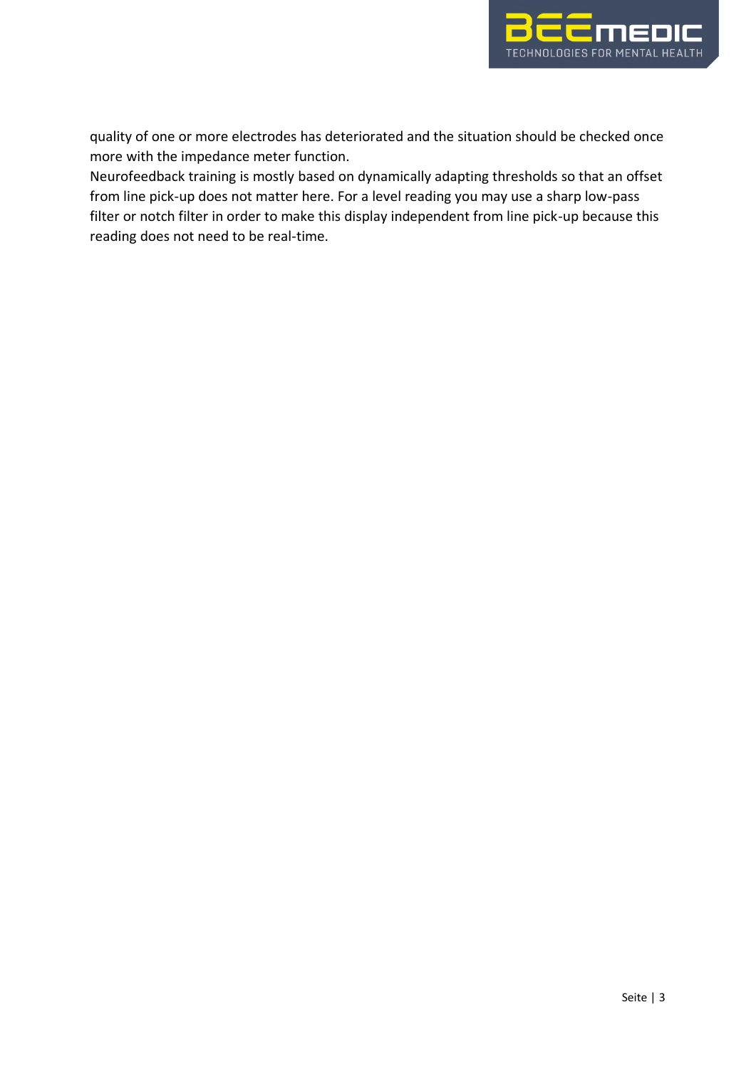quality of one or more electrodes has deteriorated and the situation should be checked once more with the impedance meter function.

Neurofeedback training is mostly based on dynamically adapting thresholds so that an offset from line pick-up does not matter here. For a level reading you may use a sharp low-pass filter or notch filter in order to make this display independent from line pick-up because this reading does not need to be real-time.